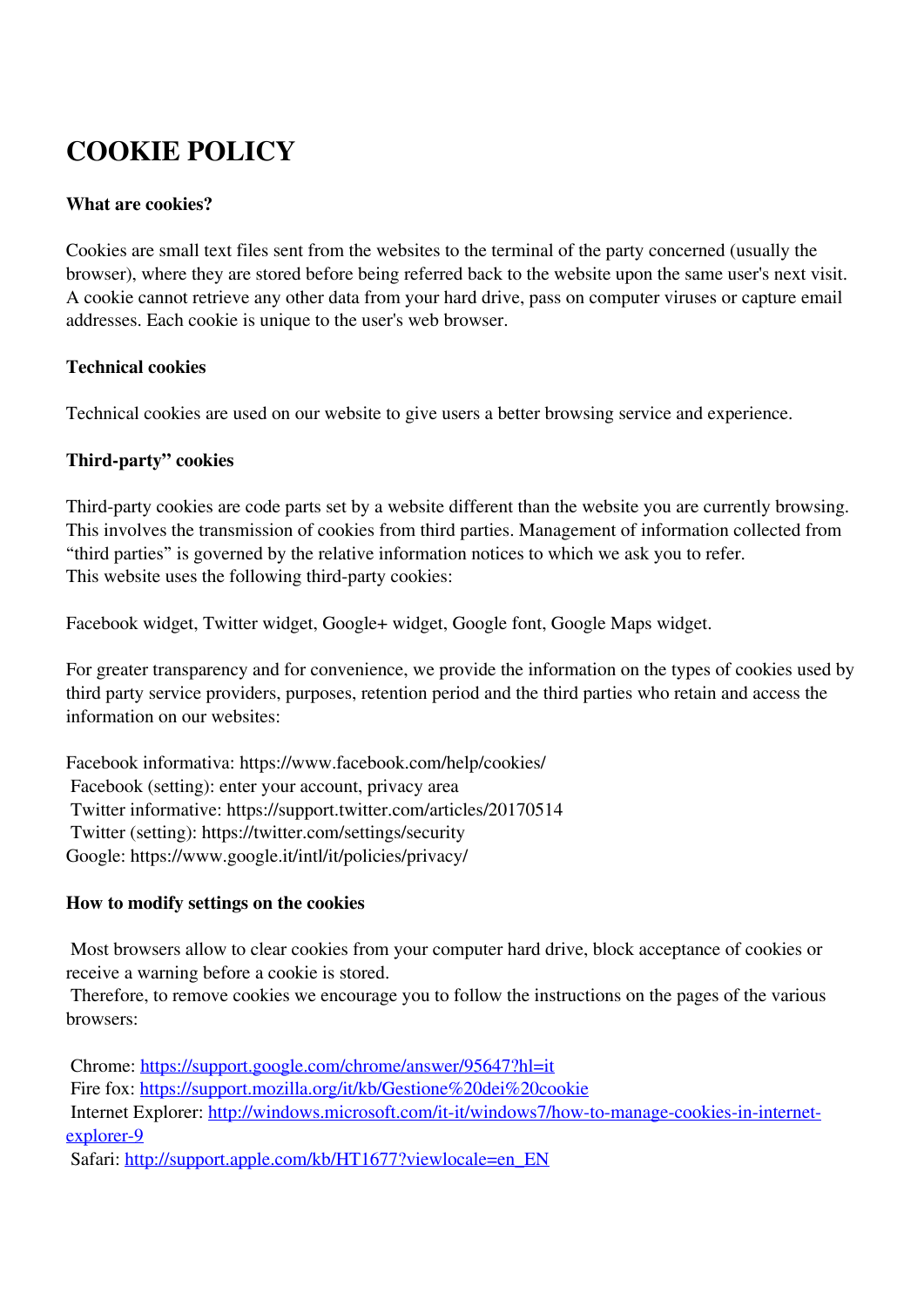# COOKIE POLICY

**What are cookies?**

Cookies are small text files sent from the websites to the terminal of the party concerned (usually the browser), where they are stored before being referred back to the website upon the same user's next visit. A cookie cannot retrieve any other data from your hard drive, pass on computer viruses or capture email addresses. Each cookie is unique to the user's web browser.

**Technical cookies**

Technical cookies are used on our website to give users a better browsing service and experience.

**Third-party" cookies**

Third-party cookies are code parts set by a website different than the website you are currently browsing. This involves the transmission of cookies from third parties. Management of information collected from "third parties" is governed by the relative information notices to which we ask you to refer.
This website uses the following third-party cookies:

Facebook widget, Twitter widget, Google+ widget, Google font, Google Maps widget.

For greater transparency and for convenience, we provide the information on the types of cookies used by third party service providers, purposes, retention period and the third parties who retain and access the information on our websites:

Facebook informativa: https://www.facebook.com/help/cookies/
Facebook (setting): enter your account, privacy area
Twitter informative: https://support.twitter.com/articles/20170514
Twitter (setting): https://twitter.com/settings/security
Google: https://www.google.it/intl/it/policies/privacy/

**How to modify settings on the cookies**

Most browsers allow to clear cookies from your computer hard drive, block acceptance of cookies or receive a warning before a cookie is stored.
Therefore, to remove cookies we encourage you to follow the instructions on the pages of the various browsers:

Chrome: https://support.google.com/chrome/answer/95647?hl=it
Fire fox: https://support.mozilla.org/it/kb/Gestione%20dei%20cookie
Internet Explorer: http://windows.microsoft.com/it-it/windows7/how-to-manage-cookies-in-internet-explorer-9
Safari: http://support.apple.com/kb/HT1677?viewlocale=en_EN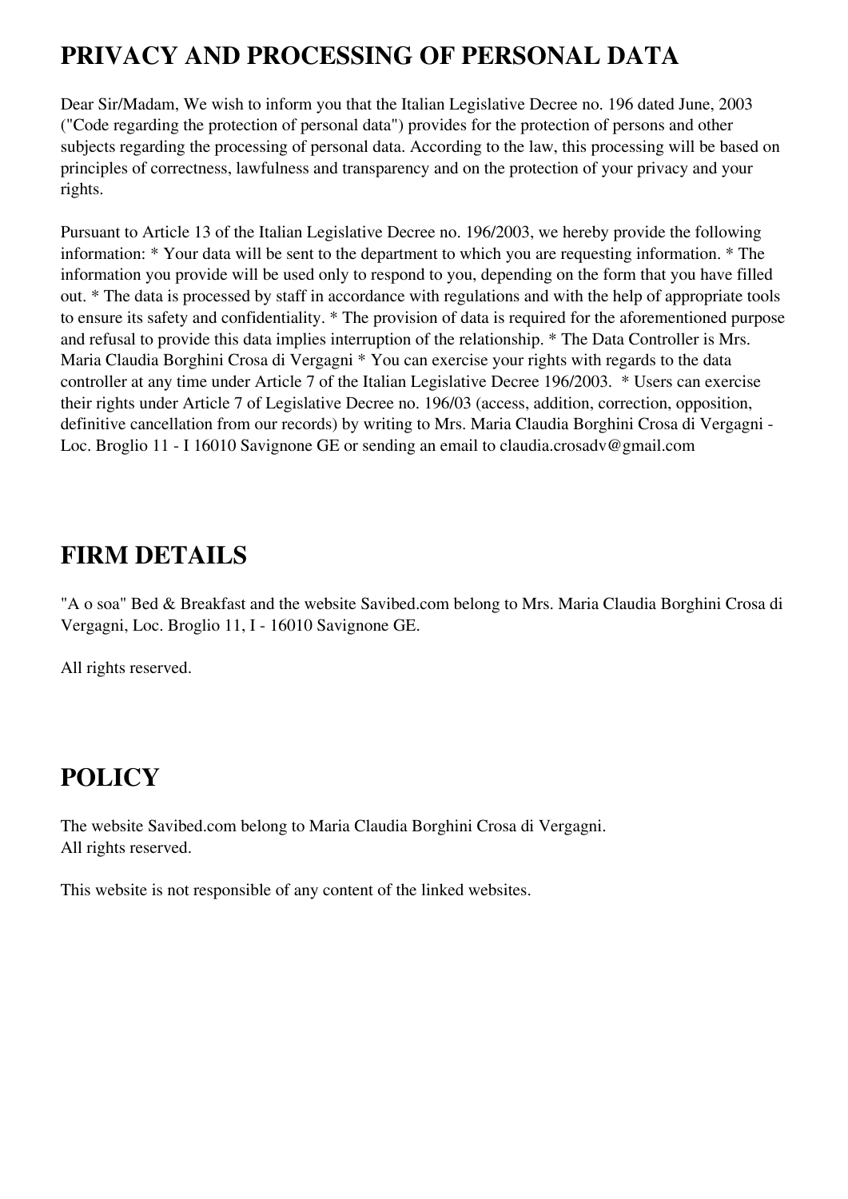## PRIVACY AND PROCESSING OF PERSONAL DATA

Dear Sir/Madam, We wish to inform you that the Italian Legislative Decree no. 196 dated June, 2003 ("Code regarding the protection of personal data") provides for the protection of persons and other subjects regarding the processing of personal data. According to the law, this processing will be based on principles of correctness, lawfulness and transparency and on the protection of your privacy and your rights.

Pursuant to Article 13 of the Italian Legislative Decree no. 196/2003, we hereby provide the following information: * Your data will be sent to the department to which you are requesting information. * The information you provide will be used only to respond to you, depending on the form that you have filled out. * The data is processed by staff in accordance with regulations and with the help of appropriate tools to ensure its safety and confidentiality. * The provision of data is required for the aforementioned purpose and refusal to provide this data implies interruption of the relationship. * The Data Controller is Mrs. Maria Claudia Borghini Crosa di Vergagni * You can exercise your rights with regards to the data controller at any time under Article 7 of the Italian Legislative Decree 196/2003. * Users can exercise their rights under Article 7 of Legislative Decree no. 196/03 (access, addition, correction, opposition, definitive cancellation from our records) by writing to Mrs. Maria Claudia Borghini Crosa di Vergagni - Loc. Broglio 11 - I 16010 Savignone GE or sending an email to claudia.crosadv@gmail.com

## FIRM DETAILS

"A o soa" Bed & Breakfast and the website Savibed.com belong to Mrs. Maria Claudia Borghini Crosa di Vergagni, Loc. Broglio 11, I - 16010 Savignone GE.

All rights reserved.

## POLICY

The website Savibed.com belong to Maria Claudia Borghini Crosa di Vergagni.
All rights reserved.

This website is not responsible of any content of the linked websites.